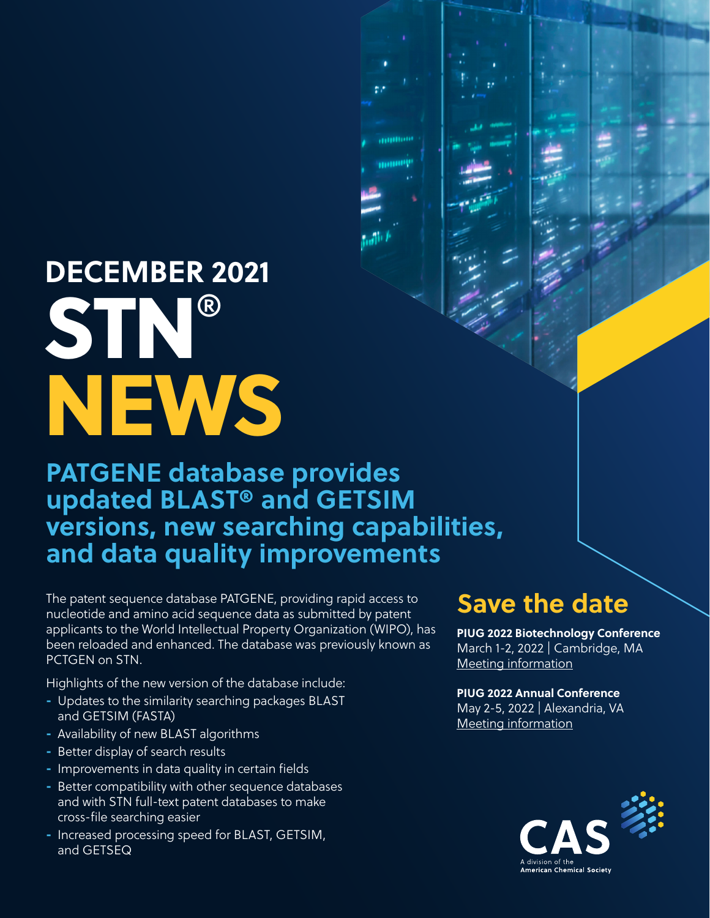# DECEMBER 2021

# STN® NEWS

## PATGENE database provides updated BLAST® and GETSIM versions, new searching capabilities, and data quality improvements

The patent sequence database PATGENE, providing rapid access to nucleotide and amino acid sequence data as submitted by patent applicants to the World Intellectual Property Organization (WIPO), has been reloaded and enhanced. The database was previously known as PCTGEN on STN.

Highlights of the new version of the database include:

- Updates to the similarity searching packages BLAST and GETSIM (FASTA)
- Availability of new BLAST algorithms
- Better display of search results
- Improvements in data quality in certain fields
- Better compatibility with other sequence databases and with STN full-text patent databases to make cross-file searching easier
- Increased processing speed for BLAST, GETSIM, and GETSEQ

## Save the date

**PIUG 2022 Biotechnology Conference**
March 1-2, 2022 | Cambridge, MA
Meeting information

**PIUG 2022 Annual Conference**
May 2-5, 2022 | Alexandria, VA
Meeting information

CAS
A division of the American Chemical Society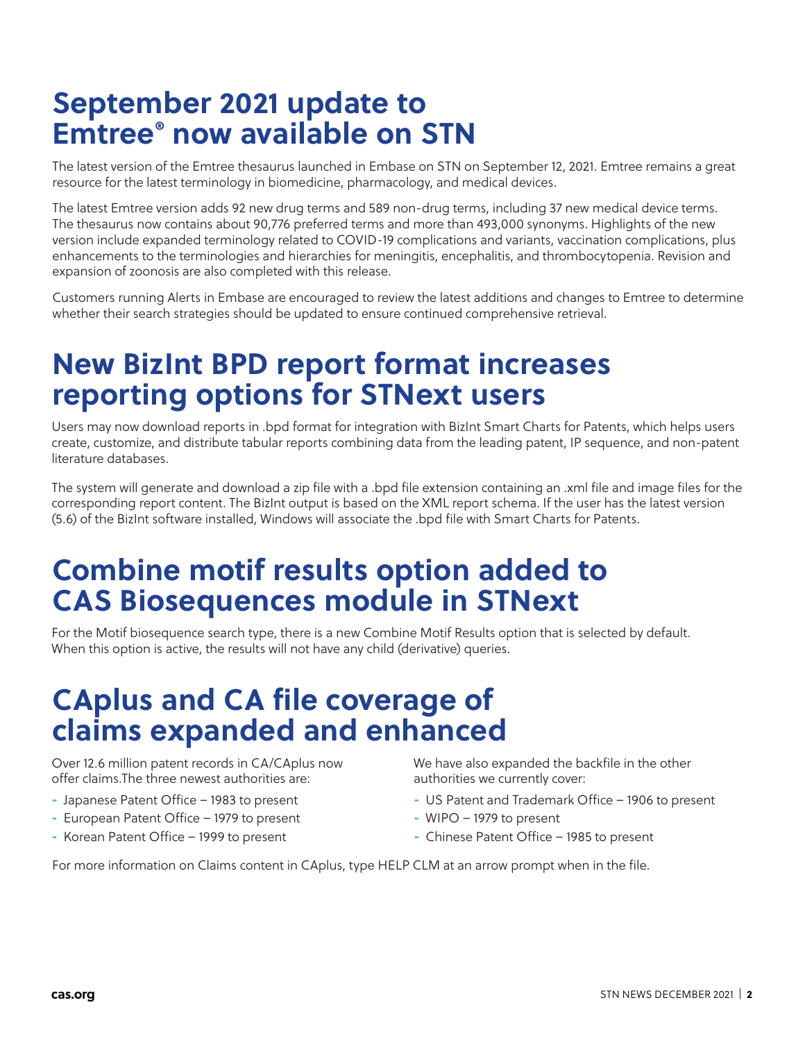# September 2021 update to Emtree® now available on STN

The latest version of the Emtree thesaurus launched in Embase on STN on September 12, 2021. Emtree remains a great resource for the latest terminology in biomedicine, pharmacology, and medical devices.

The latest Emtree version adds 92 new drug terms and 589 non-drug terms, including 37 new medical device terms. The thesaurus now contains about 90,776 preferred terms and more than 493,000 synonyms. Highlights of the new version include expanded terminology related to COVID-19 complications and variants, vaccination complications, plus enhancements to the terminologies and hierarchies for meningitis, encephalitis, and thrombocytopenia. Revision and expansion of zoonosis are also completed with this release.

Customers running Alerts in Embase are encouraged to review the latest additions and changes to Emtree to determine whether their search strategies should be updated to ensure continued comprehensive retrieval.

# New BizInt BPD report format increases reporting options for STNext users

Users may now download reports in .bpd format for integration with BizInt Smart Charts for Patents, which helps users create, customize, and distribute tabular reports combining data from the leading patent, IP sequence, and non-patent literature databases.

The system will generate and download a zip file with a .bpd file extension containing an .xml file and image files for the corresponding report content. The BizInt output is based on the XML report schema. If the user has the latest version (5.6) of the BizInt software installed, Windows will associate the .bpd file with Smart Charts for Patents.

# Combine motif results option added to CAS Biosequences module in STNext

For the Motif biosequence search type, there is a new Combine Motif Results option that is selected by default. When this option is active, the results will not have any child (derivative) queries.

# CAplus and CA file coverage of claims expanded and enhanced

Over 12.6 million patent records in CA/CAplus now offer claims.The three newest authorities are:

- Japanese Patent Office – 1983 to present
- European Patent Office – 1979 to present
- Korean Patent Office – 1999 to present

We have also expanded the backfile in the other authorities we currently cover:

- US Patent and Trademark Office – 1906 to present
- WIPO – 1979 to present
- Chinese Patent Office – 1985 to present

For more information on Claims content in CAplus, type HELP CLM at an arrow prompt when in the file.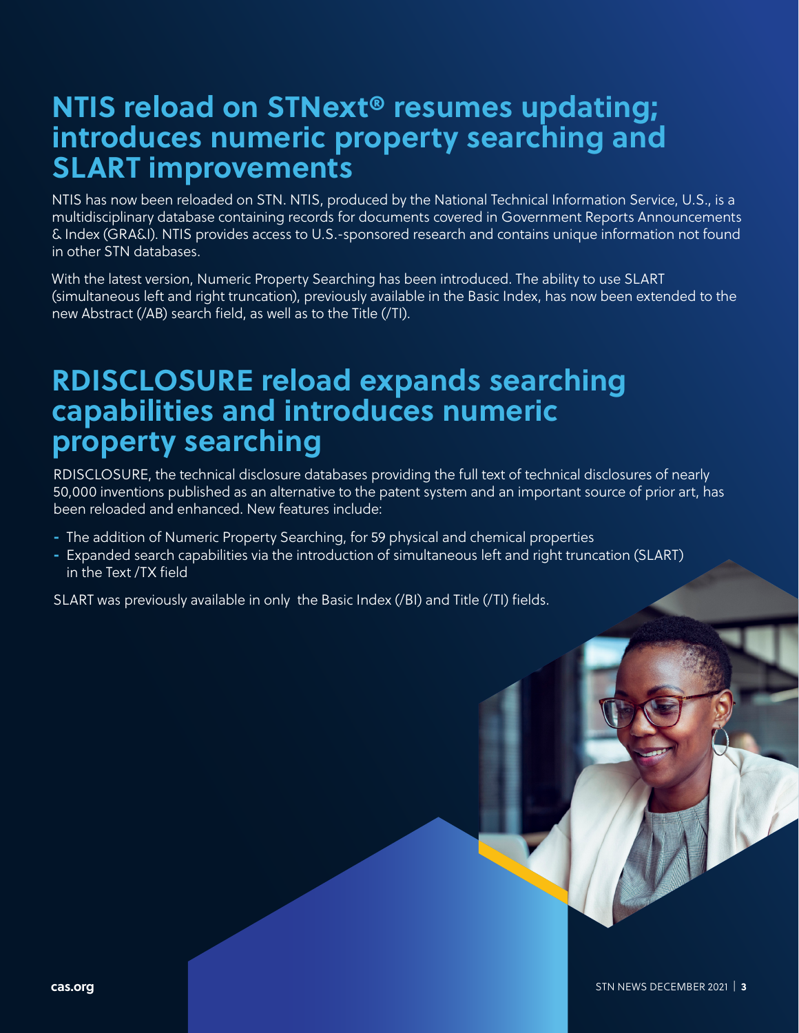## NTIS reload on STNext® resumes updating; introduces numeric property searching and SLART improvements

NTIS has now been reloaded on STN. NTIS, produced by the National Technical Information Service, U.S., is a multidisciplinary database containing records for documents covered in Government Reports Announcements & Index (GRA&I). NTIS provides access to U.S.-sponsored research and contains unique information not found in other STN databases.

With the latest version, Numeric Property Searching has been introduced. The ability to use SLART (simultaneous left and right truncation), previously available in the Basic Index, has now been extended to the new Abstract (/AB) search field, as well as to the Title (/TI).

## RDISCLOSURE reload expands searching capabilities and introduces numeric property searching

RDISCLOSURE, the technical disclosure databases providing the full text of technical disclosures of nearly 50,000 inventions published as an alternative to the patent system and an important source of prior art, has been reloaded and enhanced. New features include:

- The addition of Numeric Property Searching, for 59 physical and chemical properties
- Expanded search capabilities via the introduction of simultaneous left and right truncation (SLART) in the Text /TX field

SLART was previously available in only the Basic Index (/BI) and Title (/TI) fields.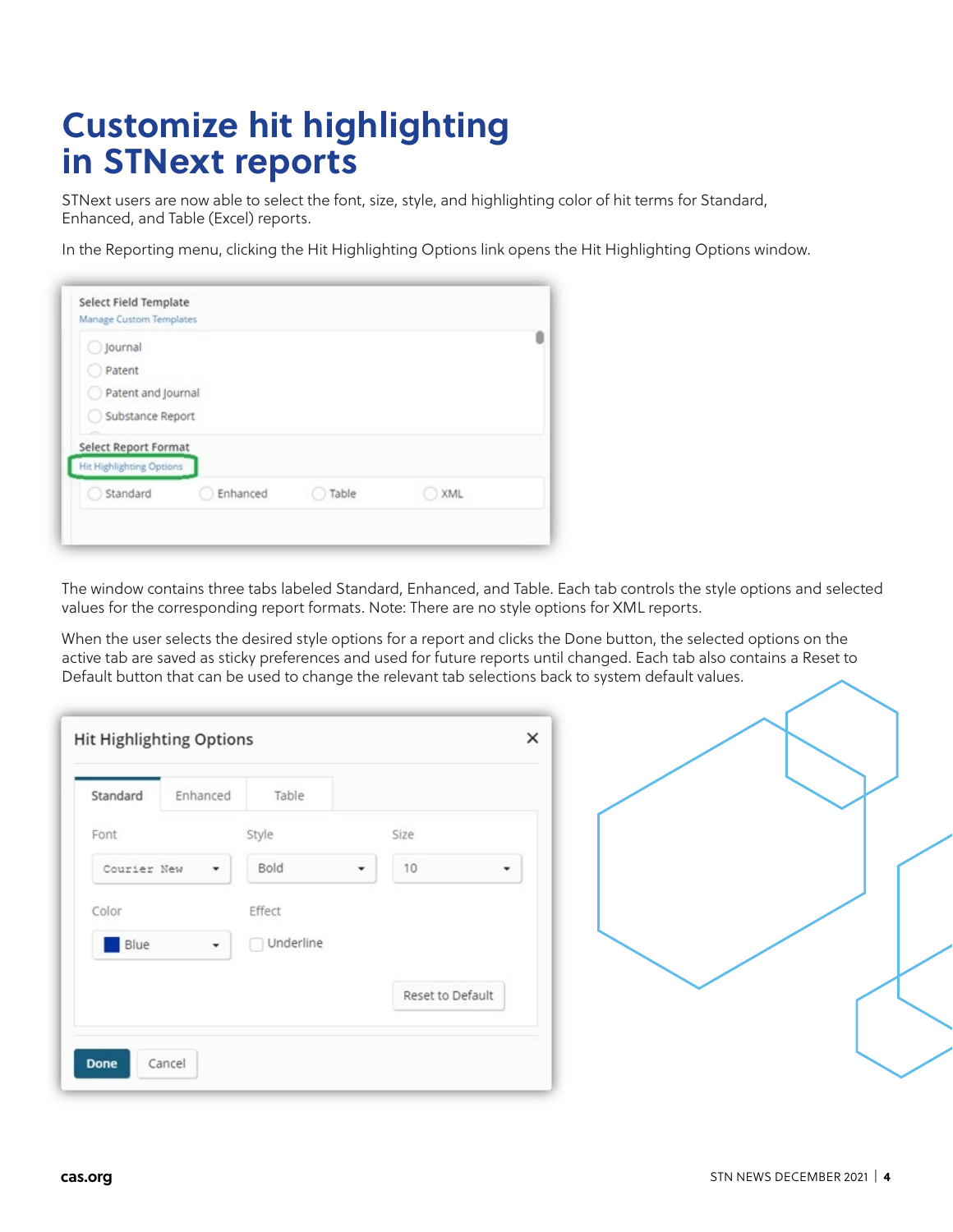# Customize hit highlighting in STNext reports

STNext users are now able to select the font, size, style, and highlighting color of hit terms for Standard, Enhanced, and Table (Excel) reports.

In the Reporting menu, clicking the Hit Highlighting Options link opens the Hit Highlighting Options window.

The window contains three tabs labeled Standard, Enhanced, and Table. Each tab controls the style options and selected values for the corresponding report formats. Note: There are no style options for XML reports.

When the user selects the desired style options for a report and clicks the Done button, the selected options on the active tab are saved as sticky preferences and used for future reports until changed. Each tab also contains a Reset to Default button that can be used to change the relevant tab selections back to system default values.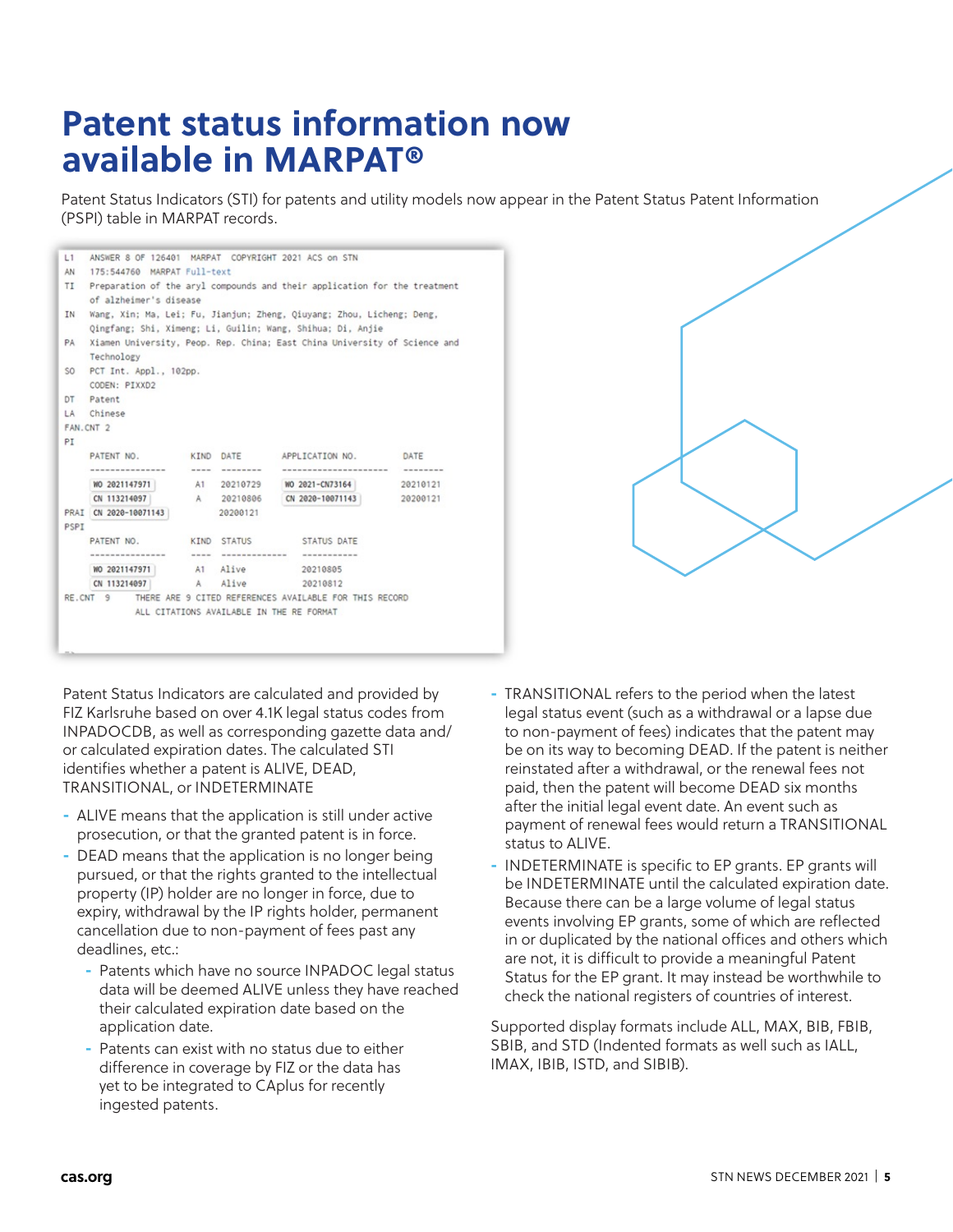# Patent status information now available in MARPAT®

Patent Status Indicators (STI) for patents and utility models now appear in the Patent Status Patent Information (PSPI) table in MARPAT records.

```
L1   ANSWER 8 OF 126401  MARPAT  COPYRIGHT 2021 ACS on STN
AN   175:544760  MARPAT Full-text
TI   Preparation of the aryl compounds and their application for the treatment
     of alzheimer's disease
IN   Wang, Xin; Ma, Lei; Fu, Jianjun; Zheng, Qiuyang; Zhou, Licheng; Deng,
     Qingfang; Shi, Ximeng; Li, Guilin; Wang, Shihua; Di, Anjie
PA   Xiamen University, Peop. Rep. China; East China University of Science and
     Technology
SO   PCT Int. Appl., 102pp.
     CODEN: PIXXD2
DT   Patent
LA   Chinese
FAN.CNT 2
PI
     PATENT NO.          KIND  DATE       APPLICATION NO.         DATE
     ---------------     ----  --------   ----------------------  --------
     WO 2021147971        A1   20210729   WO 2021-CN73164         20210121
     CN 113214097         A    20210806   CN 2020-10071143        20200121
PRAI CN 2020-10071143          20200121
PSPI
     PATENT NO.          KIND  STATUS          STATUS DATE
     ---------------     ----  -------------   -----------
     WO 2021147971        A1   Alive           20210805
     CN 113214097         A    Alive           20210812
RE.CNT  9      THERE ARE 9 CITED REFERENCES AVAILABLE FOR THIS RECORD
               ALL CITATIONS AVAILABLE IN THE RE FORMAT
```

Patent Status Indicators are calculated and provided by FIZ Karlsruhe based on over 4.1K legal status codes from INPADOCDB, as well as corresponding gazette data and/or calculated expiration dates. The calculated STI identifies whether a patent is ALIVE, DEAD, TRANSITIONAL, or INDETERMINATE

- ALIVE means that the application is still under active prosecution, or that the granted patent is in force.
- DEAD means that the application is no longer being pursued, or that the rights granted to the intellectual property (IP) holder are no longer in force, due to expiry, withdrawal by the IP rights holder, permanent cancellation due to non-payment of fees past any deadlines, etc.:
  - Patents which have no source INPADOC legal status data will be deemed ALIVE unless they have reached their calculated expiration date based on the application date.
  - Patents can exist with no status due to either difference in coverage by FIZ or the data has yet to be integrated to CAplus for recently ingested patents.
- TRANSITIONAL refers to the period when the latest legal status event (such as a withdrawal or a lapse due to non-payment of fees) indicates that the patent may be on its way to becoming DEAD. If the patent is neither reinstated after a withdrawal, or the renewal fees not paid, then the patent will become DEAD six months after the initial legal event date. An event such as payment of renewal fees would return a TRANSITIONAL status to ALIVE.
- INDETERMINATE is specific to EP grants. EP grants will be INDETERMINATE until the calculated expiration date. Because there can be a large volume of legal status events involving EP grants, some of which are reflected in or duplicated by the national offices and others which are not, it is difficult to provide a meaningful Patent Status for the EP grant. It may instead be worthwhile to check the national registers of countries of interest.

Supported display formats include ALL, MAX, BIB, FBIB, SBIB, and STD (Indented formats as well such as IALL, IMAX, IBIB, ISTD, and SIBIB).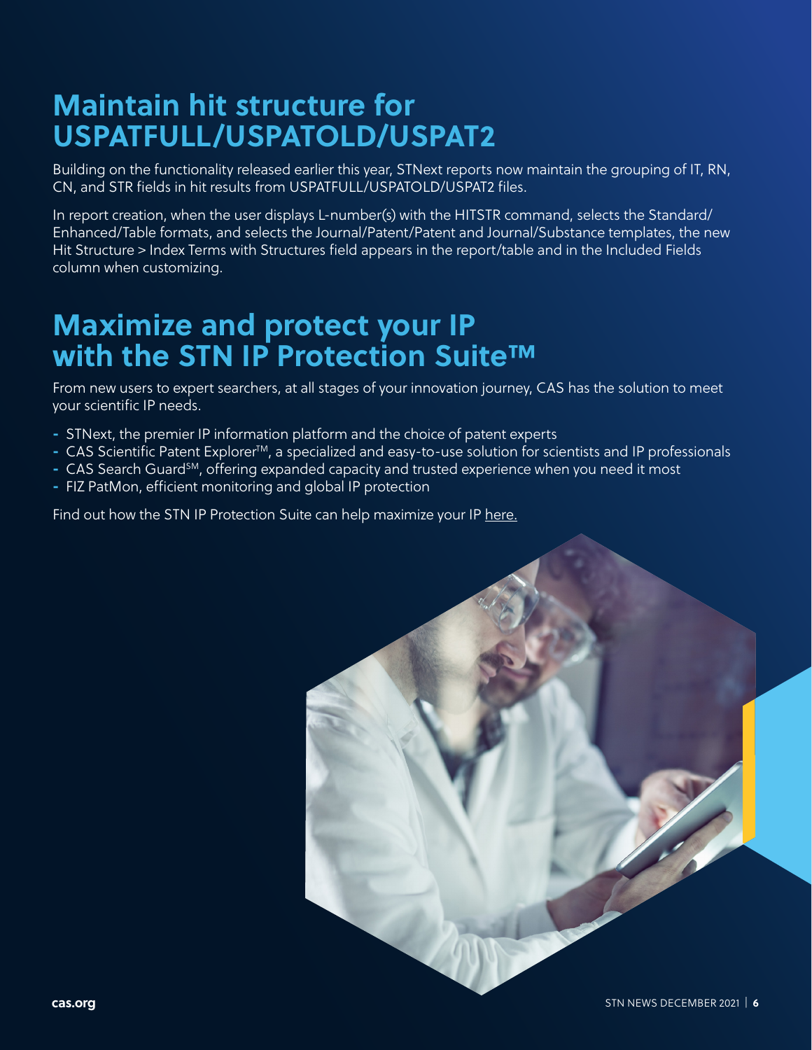## Maintain hit structure for USPATFULL/USPATOLD/USPAT2

Building on the functionality released earlier this year, STNext reports now maintain the grouping of IT, RN, CN, and STR fields in hit results from USPATFULL/USPATOLD/USPAT2 files.

In report creation, when the user displays L-number(s) with the HITSTR command, selects the Standard/Enhanced/Table formats, and selects the Journal/Patent/Patent and Journal/Substance templates, the new Hit Structure > Index Terms with Structures field appears in the report/table and in the Included Fields column when customizing.

## Maximize and protect your IP with the STN IP Protection Suite™

From new users to expert searchers, at all stages of your innovation journey, CAS has the solution to meet your scientific IP needs.

- STNext, the premier IP information platform and the choice of patent experts
- CAS Scientific Patent Explorer™, a specialized and easy-to-use solution for scientists and IP professionals
- CAS Search Guard℠, offering expanded capacity and trusted experience when you need it most
- FIZ PatMon, efficient monitoring and global IP protection

Find out how the STN IP Protection Suite can help maximize your IP here.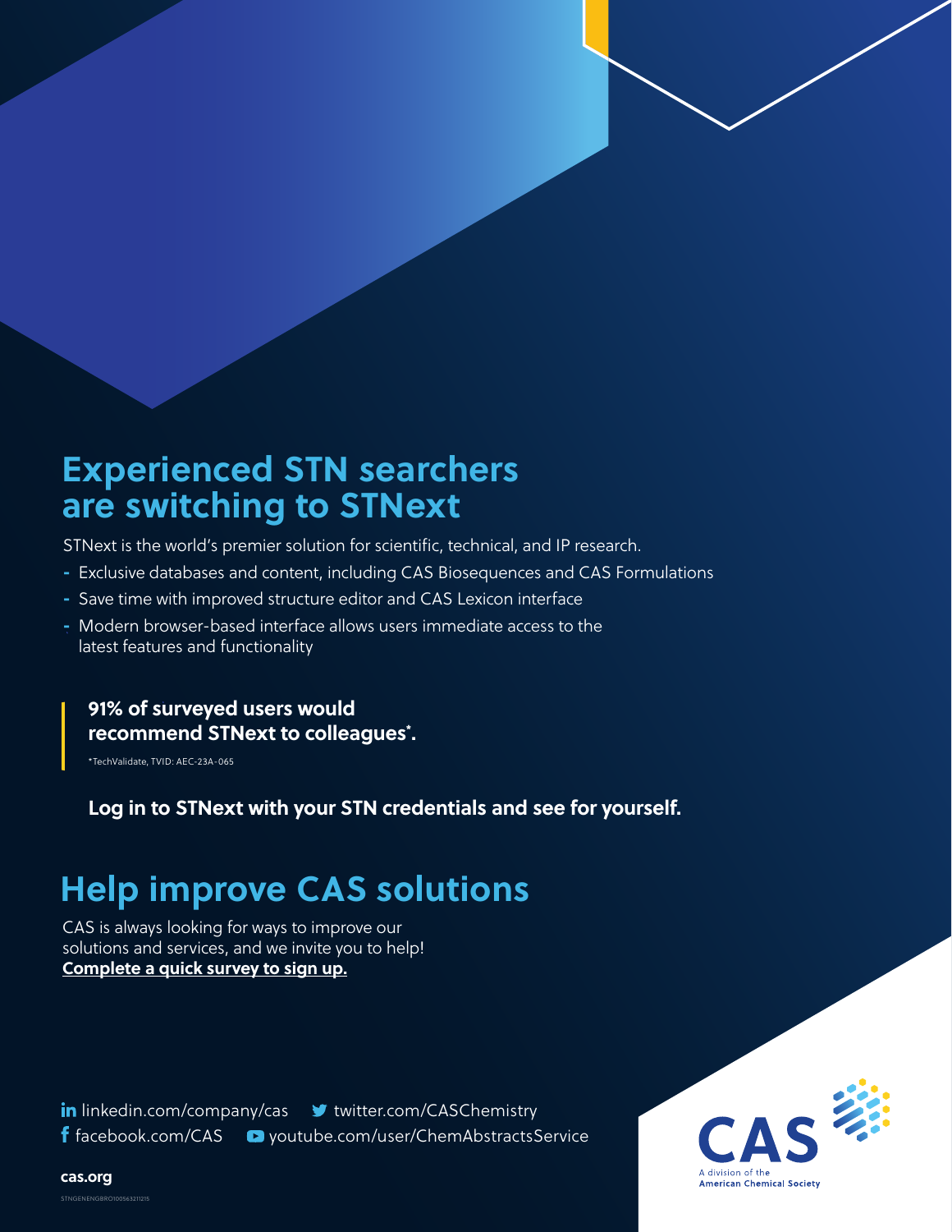## Experienced STN searchers are switching to STNext

STNext is the world's premier solution for scientific, technical, and IP research.

- Exclusive databases and content, including CAS Biosequences and CAS Formulations
- Save time with improved structure editor and CAS Lexicon interface
- Modern browser-based interface allows users immediate access to the latest features and functionality

**91% of surveyed users would recommend STNext to colleagues*.**

*TechValidate, TVID: AEC-23A-065

**Log in to STNext with your STN credentials and see for yourself.**

## Help improve CAS solutions

CAS is always looking for ways to improve our solutions and services, and we invite you to help! **Complete a quick survey to sign up.**

linkedin.com/company/cas twitter.com/CASChemistry
facebook.com/CAS youtube.com/user/ChemAbstractsService

**cas.org**

STNGENENGBRO100563211215

CAS
A division of the American Chemical Society